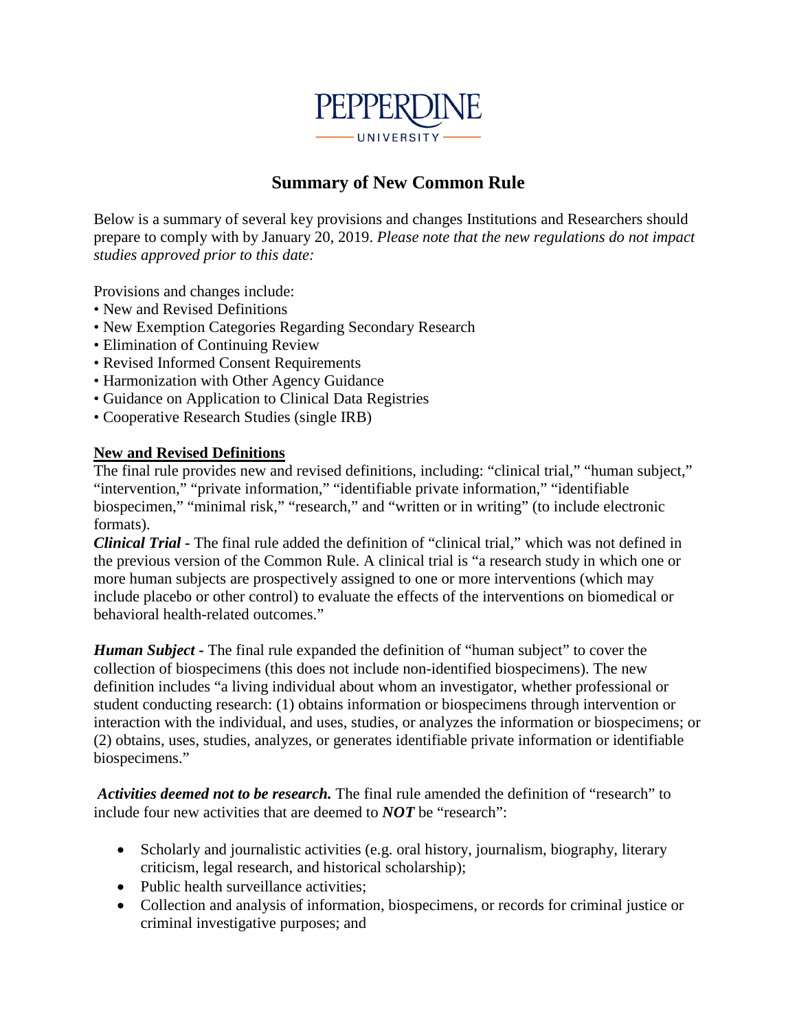PEPPERDINE UNIVERSITY

# Summary of New Common Rule

Below is a summary of several key provisions and changes Institutions and Researchers should prepare to comply with by January 20, 2019. *Please note that the new regulations do not impact studies approved prior to this date:*

Provisions and changes include:

- New and Revised Definitions
- New Exemption Categories Regarding Secondary Research
- Elimination of Continuing Review
- Revised Informed Consent Requirements
- Harmonization with Other Agency Guidance
- Guidance on Application to Clinical Data Registries
- Cooperative Research Studies (single IRB)

## New and Revised Definitions

The final rule provides new and revised definitions, including: "clinical trial," "human subject," "intervention," "private information," "identifiable private information," "identifiable biospecimen," "minimal risk," "research," and "written or in writing" (to include electronic formats).

***Clinical Trial*** **-** The final rule added the definition of "clinical trial," which was not defined in the previous version of the Common Rule. A clinical trial is "a research study in which one or more human subjects are prospectively assigned to one or more interventions (which may include placebo or other control) to evaluate the effects of the interventions on biomedical or behavioral health-related outcomes."

***Human Subject*** **-** The final rule expanded the definition of "human subject" to cover the collection of biospecimens (this does not include non-identified biospecimens). The new definition includes "a living individual about whom an investigator, whether professional or student conducting research: (1) obtains information or biospecimens through intervention or interaction with the individual, and uses, studies, or analyzes the information or biospecimens; or (2) obtains, uses, studies, analyzes, or generates identifiable private information or identifiable biospecimens."

***Activities deemed not to be research.*** The final rule amended the definition of "research" to include four new activities that are deemed to ***NOT*** be "research":

- Scholarly and journalistic activities (e.g. oral history, journalism, biography, literary criticism, legal research, and historical scholarship);
- Public health surveillance activities;
- Collection and analysis of information, biospecimens, or records for criminal justice or criminal investigative purposes; and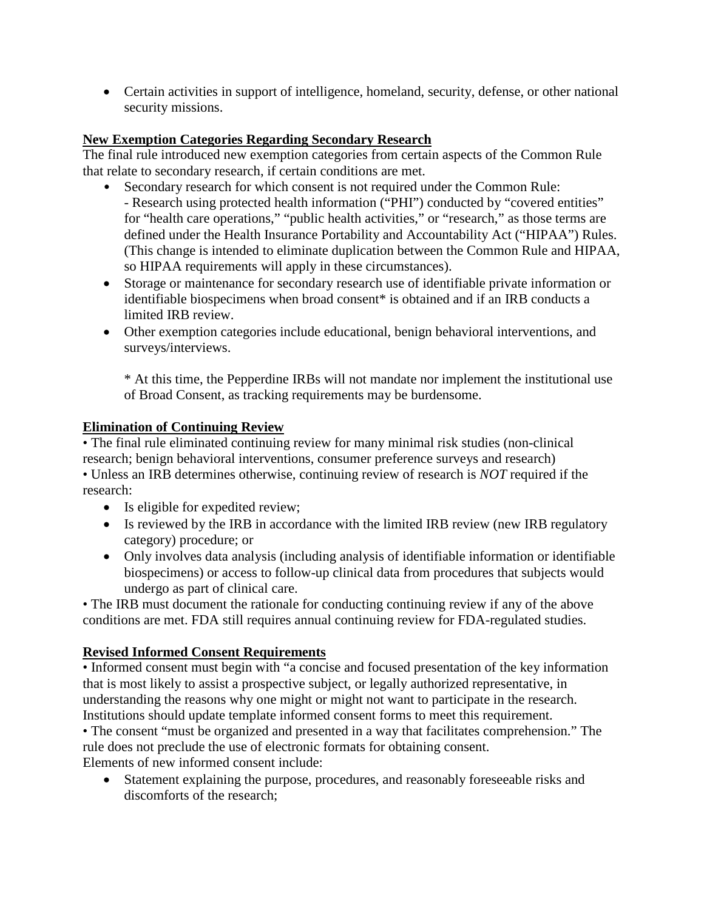- Certain activities in support of intelligence, homeland, security, defense, or other national security missions.

**New Exemption Categories Regarding Secondary Research**

The final rule introduced new exemption categories from certain aspects of the Common Rule that relate to secondary research, if certain conditions are met.

- Secondary research for which consent is not required under the Common Rule:
  - Research using protected health information ("PHI") conducted by "covered entities" for "health care operations," "public health activities," or "research," as those terms are defined under the Health Insurance Portability and Accountability Act ("HIPAA") Rules. (This change is intended to eliminate duplication between the Common Rule and HIPAA, so HIPAA requirements will apply in these circumstances).
- Storage or maintenance for secondary research use of identifiable private information or identifiable biospecimens when broad consent* is obtained and if an IRB conducts a limited IRB review.
- Other exemption categories include educational, benign behavioral interventions, and surveys/interviews.

  * At this time, the Pepperdine IRBs will not mandate nor implement the institutional use of Broad Consent, as tracking requirements may be burdensome.

**Elimination of Continuing Review**

• The final rule eliminated continuing review for many minimal risk studies (non-clinical research; benign behavioral interventions, consumer preference surveys and research)

• Unless an IRB determines otherwise, continuing review of research is *NOT* required if the research:

- Is eligible for expedited review;
- Is reviewed by the IRB in accordance with the limited IRB review (new IRB regulatory category) procedure; or
- Only involves data analysis (including analysis of identifiable information or identifiable biospecimens) or access to follow-up clinical data from procedures that subjects would undergo as part of clinical care.

• The IRB must document the rationale for conducting continuing review if any of the above conditions are met. FDA still requires annual continuing review for FDA-regulated studies.

**Revised Informed Consent Requirements**

• Informed consent must begin with "a concise and focused presentation of the key information that is most likely to assist a prospective subject, or legally authorized representative, in understanding the reasons why one might or might not want to participate in the research. Institutions should update template informed consent forms to meet this requirement.

• The consent "must be organized and presented in a way that facilitates comprehension." The rule does not preclude the use of electronic formats for obtaining consent.

Elements of new informed consent include:

- Statement explaining the purpose, procedures, and reasonably foreseeable risks and discomforts of the research;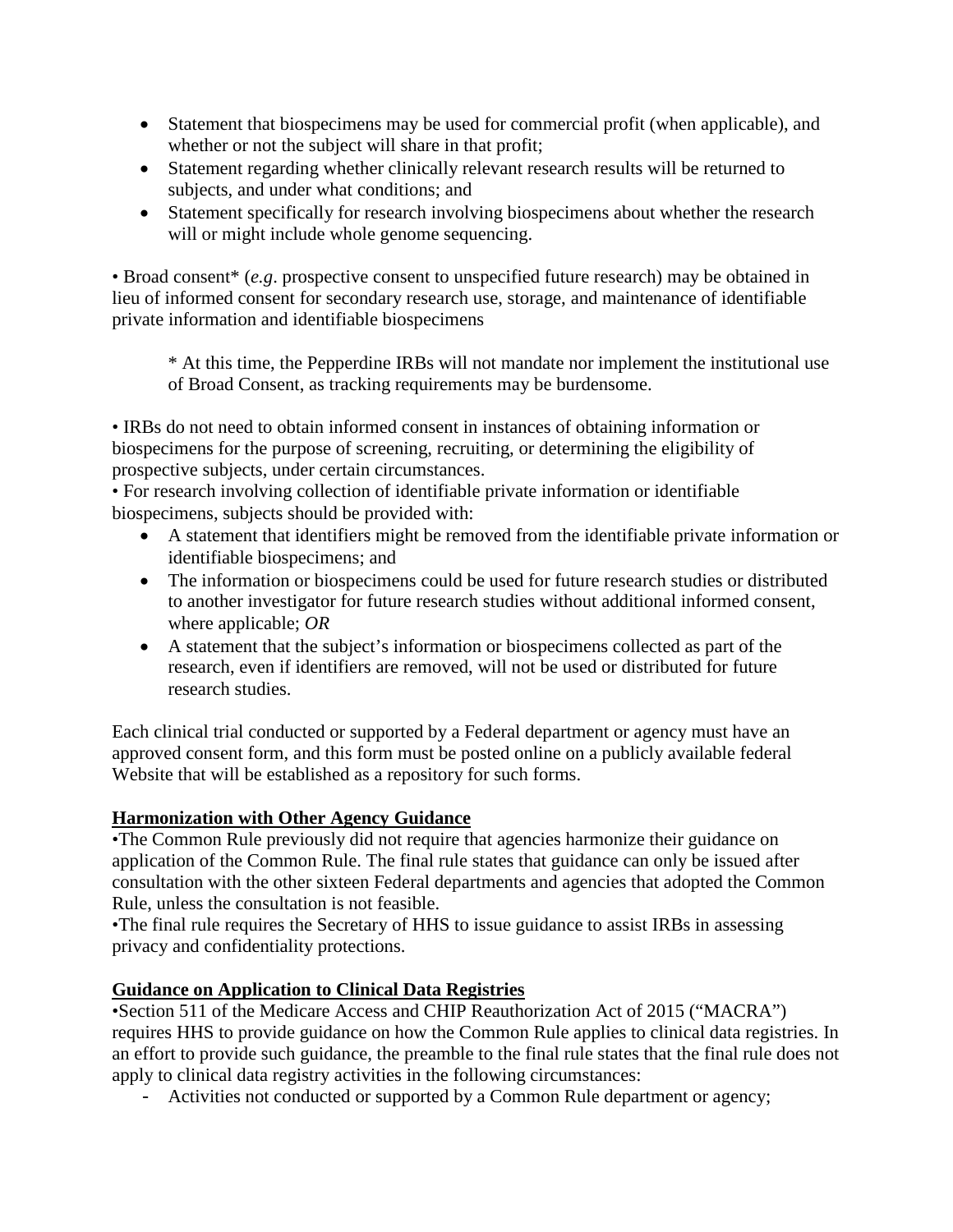- Statement that biospecimens may be used for commercial profit (when applicable), and whether or not the subject will share in that profit;
- Statement regarding whether clinically relevant research results will be returned to subjects, and under what conditions; and
- Statement specifically for research involving biospecimens about whether the research will or might include whole genome sequencing.

• Broad consent* (*e.g*. prospective consent to unspecified future research) may be obtained in lieu of informed consent for secondary research use, storage, and maintenance of identifiable private information and identifiable biospecimens

> * At this time, the Pepperdine IRBs will not mandate nor implement the institutional use of Broad Consent, as tracking requirements may be burdensome.

• IRBs do not need to obtain informed consent in instances of obtaining information or biospecimens for the purpose of screening, recruiting, or determining the eligibility of prospective subjects, under certain circumstances.

• For research involving collection of identifiable private information or identifiable biospecimens, subjects should be provided with:

- A statement that identifiers might be removed from the identifiable private information or identifiable biospecimens; and
- The information or biospecimens could be used for future research studies or distributed to another investigator for future research studies without additional informed consent, where applicable; *OR*
- A statement that the subject's information or biospecimens collected as part of the research, even if identifiers are removed, will not be used or distributed for future research studies.

Each clinical trial conducted or supported by a Federal department or agency must have an approved consent form, and this form must be posted online on a publicly available federal Website that will be established as a repository for such forms.

**<u>Harmonization with Other Agency Guidance</u>**

•The Common Rule previously did not require that agencies harmonize their guidance on application of the Common Rule. The final rule states that guidance can only be issued after consultation with the other sixteen Federal departments and agencies that adopted the Common Rule, unless the consultation is not feasible.

•The final rule requires the Secretary of HHS to issue guidance to assist IRBs in assessing privacy and confidentiality protections.

**<u>Guidance on Application to Clinical Data Registries</u>**

•Section 511 of the Medicare Access and CHIP Reauthorization Act of 2015 ("MACRA") requires HHS to provide guidance on how the Common Rule applies to clinical data registries. In an effort to provide such guidance, the preamble to the final rule states that the final rule does not apply to clinical data registry activities in the following circumstances:

- Activities not conducted or supported by a Common Rule department or agency;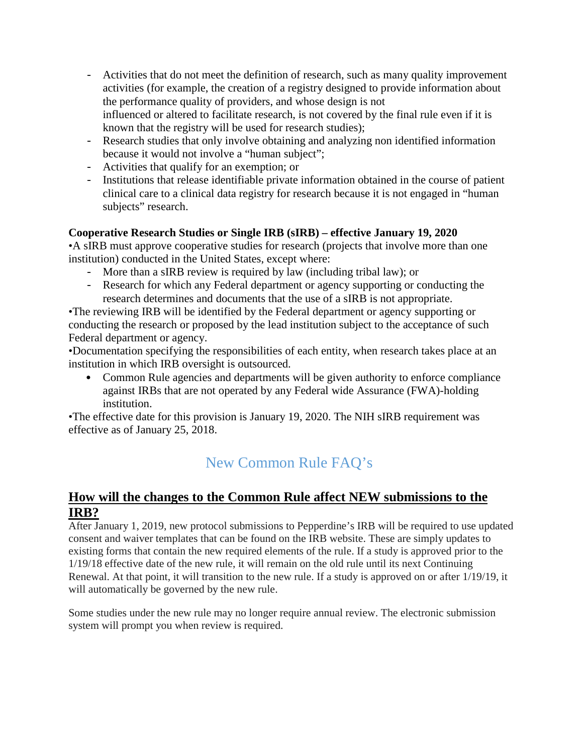- Activities that do not meet the definition of research, such as many quality improvement activities (for example, the creation of a registry designed to provide information about the performance quality of providers, and whose design is not influenced or altered to facilitate research, is not covered by the final rule even if it is known that the registry will be used for research studies);
- Research studies that only involve obtaining and analyzing non identified information because it would not involve a "human subject";
- Activities that qualify for an exemption; or
- Institutions that release identifiable private information obtained in the course of patient clinical care to a clinical data registry for research because it is not engaged in "human subjects" research.

**Cooperative Research Studies or Single IRB (sIRB) – effective January 19, 2020**

•A sIRB must approve cooperative studies for research (projects that involve more than one institution) conducted in the United States, except where:

- More than a sIRB review is required by law (including tribal law); or
- Research for which any Federal department or agency supporting or conducting the research determines and documents that the use of a sIRB is not appropriate.

•The reviewing IRB will be identified by the Federal department or agency supporting or conducting the research or proposed by the lead institution subject to the acceptance of such Federal department or agency.

•Documentation specifying the responsibilities of each entity, when research takes place at an institution in which IRB oversight is outsourced.

- Common Rule agencies and departments will be given authority to enforce compliance against IRBs that are not operated by any Federal wide Assurance (FWA)-holding institution.

•The effective date for this provision is January 19, 2020. The NIH sIRB requirement was effective as of January 25, 2018.

# New Common Rule FAQ's

## How will the changes to the Common Rule affect NEW submissions to the IRB?

After January 1, 2019, new protocol submissions to Pepperdine's IRB will be required to use updated consent and waiver templates that can be found on the IRB website. These are simply updates to existing forms that contain the new required elements of the rule. If a study is approved prior to the 1/19/18 effective date of the new rule, it will remain on the old rule until its next Continuing Renewal. At that point, it will transition to the new rule. If a study is approved on or after 1/19/19, it will automatically be governed by the new rule.

Some studies under the new rule may no longer require annual review. The electronic submission system will prompt you when review is required.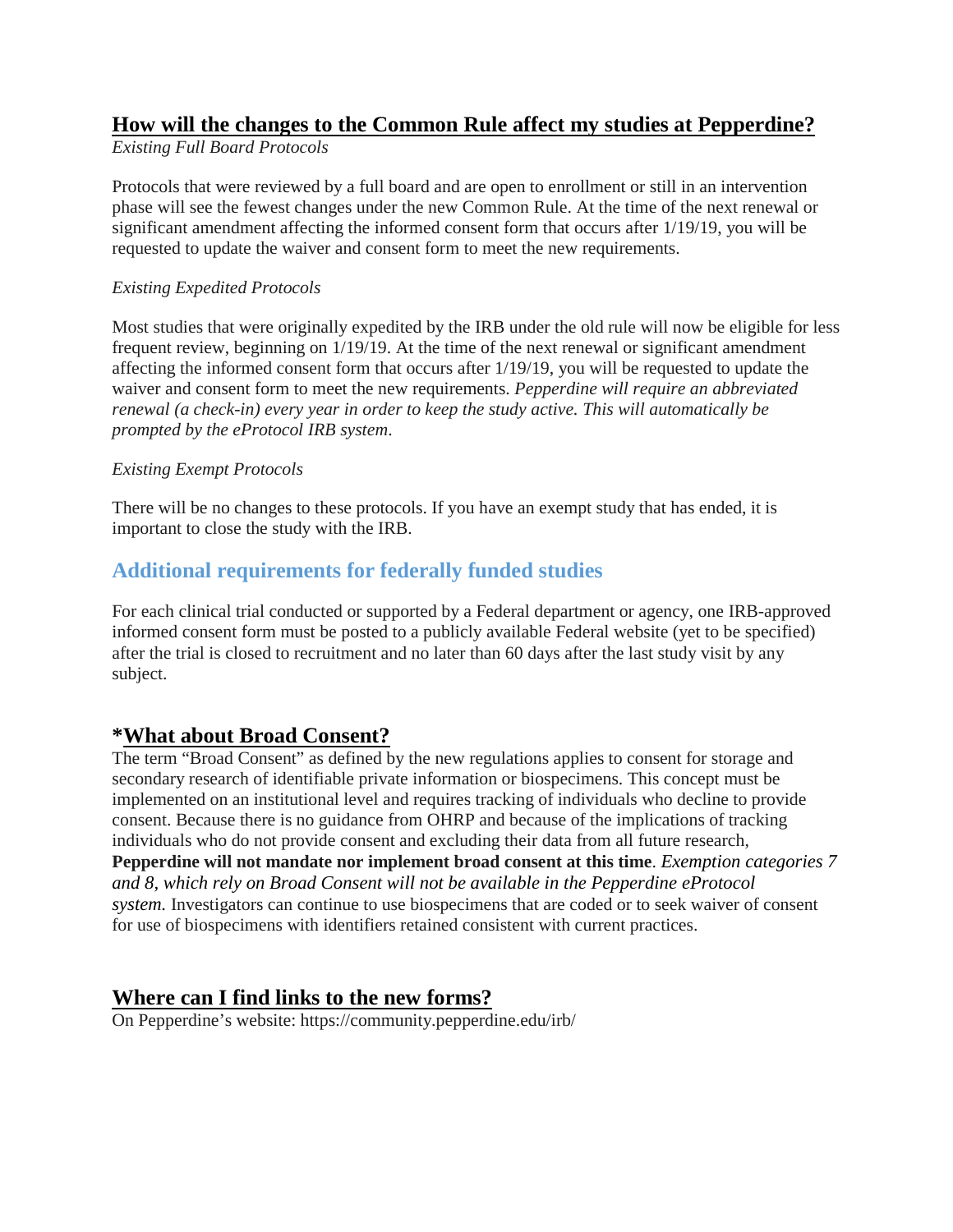## How will the changes to the Common Rule affect my studies at Pepperdine?

*Existing Full Board Protocols*

Protocols that were reviewed by a full board and are open to enrollment or still in an intervention phase will see the fewest changes under the new Common Rule. At the time of the next renewal or significant amendment affecting the informed consent form that occurs after 1/19/19, you will be requested to update the waiver and consent form to meet the new requirements.

*Existing Expedited Protocols*

Most studies that were originally expedited by the IRB under the old rule will now be eligible for less frequent review, beginning on 1/19/19. At the time of the next renewal or significant amendment affecting the informed consent form that occurs after 1/19/19, you will be requested to update the waiver and consent form to meet the new requirements. *Pepperdine will require an abbreviated renewal (a check-in) every year in order to keep the study active. This will automatically be prompted by the eProtocol IRB system*.

*Existing Exempt Protocols*

There will be no changes to these protocols. If you have an exempt study that has ended, it is important to close the study with the IRB.

### Additional requirements for federally funded studies

For each clinical trial conducted or supported by a Federal department or agency, one IRB-approved informed consent form must be posted to a publicly available Federal website (yet to be specified) after the trial is closed to recruitment and no later than 60 days after the last study visit by any subject.

## *What about Broad Consent?

The term "Broad Consent" as defined by the new regulations applies to consent for storage and secondary research of identifiable private information or biospecimens. This concept must be implemented on an institutional level and requires tracking of individuals who decline to provide consent. Because there is no guidance from OHRP and because of the implications of tracking individuals who do not provide consent and excluding their data from all future research, **Pepperdine will not mandate nor implement broad consent at this time**. *Exemption categories 7 and 8, which rely on Broad Consent will not be available in the Pepperdine eProtocol system.* Investigators can continue to use biospecimens that are coded or to seek waiver of consent for use of biospecimens with identifiers retained consistent with current practices.

## Where can I find links to the new forms?

On Pepperdine's website: https://community.pepperdine.edu/irb/